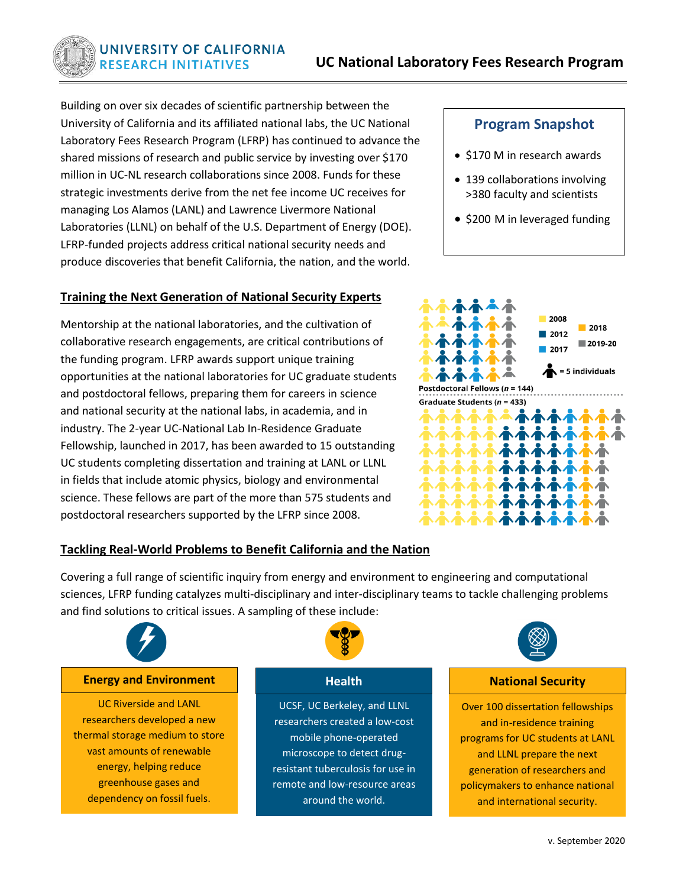UNIVERSITY OF CALIFORNIA
RESEARCH INITIATIVES

# UC National Laboratory Fees Research Program

Building on over six decades of scientific partnership between the University of California and its affiliated national labs, the UC National Laboratory Fees Research Program (LFRP) has continued to advance the shared missions of research and public service by investing over $170 million in UC-NL research collaborations since 2008. Funds for these strategic investments derive from the net fee income UC receives for managing Los Alamos (LANL) and Lawrence Livermore National Laboratories (LLNL) on behalf of the U.S. Department of Energy (DOE). LFRP-funded projects address critical national security needs and produce discoveries that benefit California, the nation, and the world.

### Program Snapshot

- $170 M in research awards
- 139 collaborations involving >380 faculty and scientists
- $200 M in leveraged funding

## Training the Next Generation of National Security Experts

Mentorship at the national laboratories, and the cultivation of collaborative research engagements, are critical contributions of the funding program. LFRP awards support unique training opportunities at the national laboratories for UC graduate students and postdoctoral fellows, preparing them for careers in science and national security at the national labs, in academia, and in industry. The 2-year UC-National Lab In-Residence Graduate Fellowship, launched in 2017, has been awarded to 15 outstanding UC students completing dissertation and training at LANL or LLNL in fields that include atomic physics, biology and environmental science. These fellows are part of the more than 575 students and postdoctoral researchers supported by the LFRP since 2008.

2008 | 2012 | 2017 | 2018 | 2019-20 | = 5 individuals

Postdoctoral Fellows ($n$ = 144)

Graduate Students ($n$ = 433)

## Tackling Real-World Problems to Benefit California and the Nation

Covering a full range of scientific inquiry from energy and environment to engineering and computational sciences, LFRP funding catalyzes multi-disciplinary and inter-disciplinary teams to tackle challenging problems and find solutions to critical issues. A sampling of these include:

### Energy and Environment

UC Riverside and LANL researchers developed a new thermal storage medium to store vast amounts of renewable energy, helping reduce greenhouse gases and dependency on fossil fuels.

### Health

UCSF, UC Berkeley, and LLNL researchers created a low-cost mobile phone-operated microscope to detect drug-resistant tuberculosis for use in remote and low-resource areas around the world.

### National Security

Over 100 dissertation fellowships and in-residence training programs for UC students at LANL and LLNL prepare the next generation of researchers and policymakers to enhance national and international security.

v. September 2020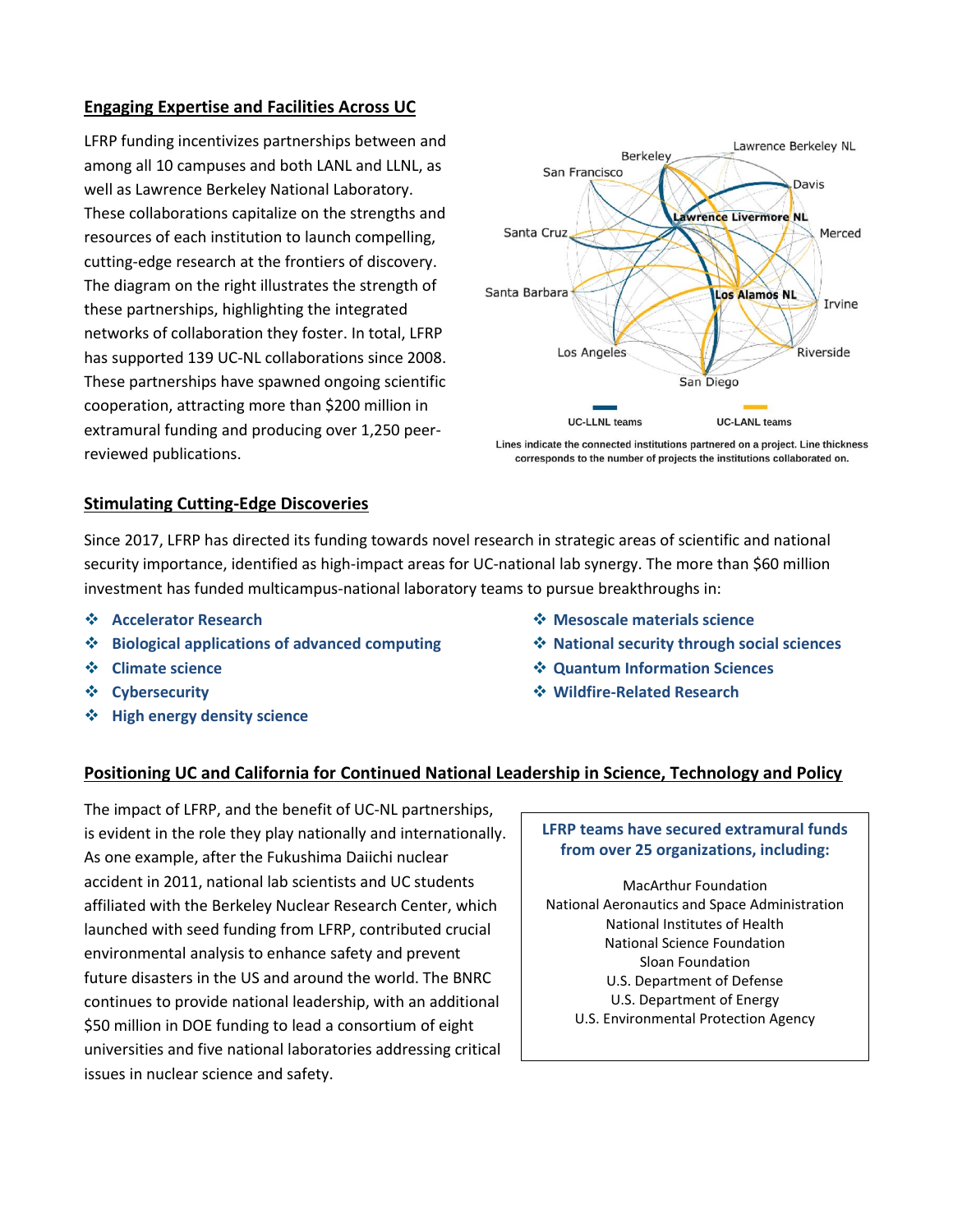## Engaging Expertise and Facilities Across UC

LFRP funding incentivizes partnerships between and among all 10 campuses and both LANL and LLNL, as well as Lawrence Berkeley National Laboratory. These collaborations capitalize on the strengths and resources of each institution to launch compelling, cutting-edge research at the frontiers of discovery. The diagram on the right illustrates the strength of these partnerships, highlighting the integrated networks of collaboration they foster. In total, LFRP has supported 139 UC-NL collaborations since 2008. These partnerships have spawned ongoing scientific cooperation, attracting more than $200 million in extramural funding and producing over 1,250 peer-reviewed publications.

Lawrence Berkeley NL
Berkeley
San Francisco
Davis
Lawrence Livermore NL
Santa Cruz
Merced
Santa Barbara
Los Alamos NL
Irvine
Los Angeles
Riverside
San Diego
UC-LLNL teams
UC-LANL teams

Lines indicate the connected institutions partnered on a project. Line thickness corresponds to the number of projects the institutions collaborated on.

## Stimulating Cutting-Edge Discoveries

Since 2017, LFRP has directed its funding towards novel research in strategic areas of scientific and national security importance, identified as high-impact areas for UC-national lab synergy. The more than $60 million investment has funded multicampus-national laboratory teams to pursue breakthroughs in:

- **Accelerator Research**
- **Biological applications of advanced computing**
- **Climate science**
- **Cybersecurity**
- **High energy density science**
- **Mesoscale materials science**
- **National security through social sciences**
- **Quantum Information Sciences**
- **Wildfire-Related Research**

## Positioning UC and California for Continued National Leadership in Science, Technology and Policy

The impact of LFRP, and the benefit of UC-NL partnerships, is evident in the role they play nationally and internationally. As one example, after the Fukushima Daiichi nuclear accident in 2011, national lab scientists and UC students affiliated with the Berkeley Nuclear Research Center, which launched with seed funding from LFRP, contributed crucial environmental analysis to enhance safety and prevent future disasters in the US and around the world. The BNRC continues to provide national leadership, with an additional $50 million in DOE funding to lead a consortium of eight universities and five national laboratories addressing critical issues in nuclear science and safety.

**LFRP teams have secured extramural funds from over 25 organizations, including:**

MacArthur Foundation
National Aeronautics and Space Administration
National Institutes of Health
National Science Foundation
Sloan Foundation
U.S. Department of Defense
U.S. Department of Energy
U.S. Environmental Protection Agency